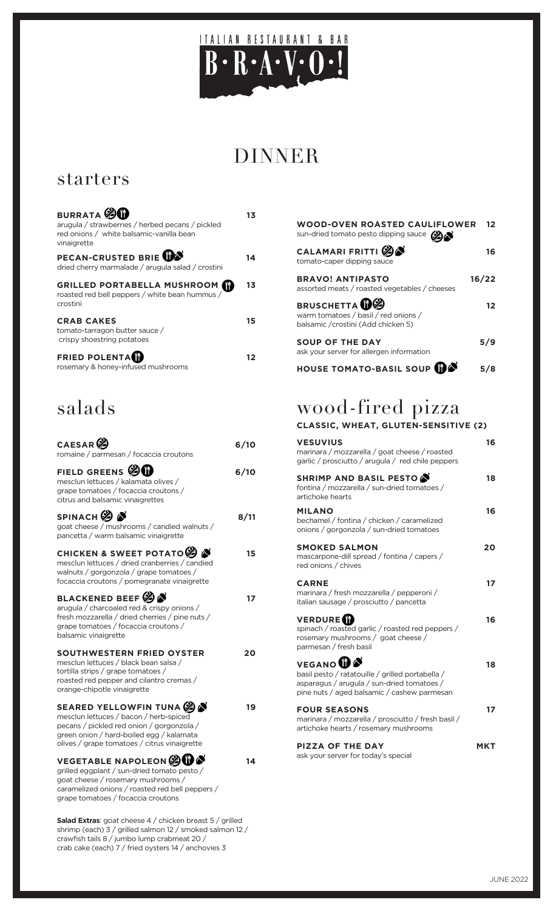# ITALIAN RESTAURANT & BAR
# B·R·A·V·O·!

# DINNER

## starters

**BURRATA** 13
arugula / strawberries / herbed pecans / pickled red onions / white balsamic-vanilla bean vinaigrette

**PECAN-CRUSTED BRIE** 14
dried cherry marmalade / arugula salad / crostini

**GRILLED PORTABELLA MUSHROOM** 13
roasted red bell peppers / white bean hummus / crostini

**CRAB CAKES** 15
tomato-tarragon butter sauce / crispy shoestring potatoes

**FRIED POLENTA** 12
rosemary & honey-infused mushrooms

**WOOD-OVEN ROASTED CAULIFLOWER** 12
sun-dried tomato pesto dipping sauce

**CALAMARI FRITTI** 16
tomato-caper dipping sauce

**BRAVO! ANTIPASTO** 16/22
assorted meats / roasted vegetables / cheeses

**BRUSCHETTA** 12
warm tomatoes / basil / red onions / balsamic /crostini (Add chicken 5)

**SOUP OF THE DAY** 5/9
ask your server for allergen information

**HOUSE TOMATO-BASIL SOUP** 5/8

## salads

**CAESAR** 6/10
romaine / parmesan / focaccia croutons

**FIELD GREENS** 6/10
mesclun lettuces / kalamata olives / grape tomatoes / focaccia croutons / citrus and balsamic vinaigrettes

**SPINACH** 8/11
goat cheese / mushrooms / candied walnuts / pancetta / warm balsamic vinaigrette

**CHICKEN & SWEET POTATO** 15
mesclun lettuces / dried cranberries / candied walnuts / gorgonzola / grape tomatoes / focaccia croutons / pomegranate vinaigrette

**BLACKENED BEEF** 17
arugula / charcoaled red & crispy onions / fresh mozzarella / dried cherries / pine nuts / grape tomatoes / focaccia croutons / balsamic vinaigrette

**SOUTHWESTERN FRIED OYSTER** 20
mesclun lettuces / black bean salsa / tortilla strips / grape tomatoes / roasted red pepper and cilantro cremas / orange-chipotle vinaigrette

**SEARED YELLOWFIN TUNA** 19
mesclun lettuces / bacon / herb-spiced pecans / pickled red onion / gorgonzola / green onion / hard-boiled egg / kalamata olives / grape tomatoes / citrus vinaigrette

**VEGETABLE NAPOLEON** 14
grilled eggplant / sun-dried tomato pesto / goat cheese / rosemary mushrooms / caramelized onions / roasted red bell peppers / grape tomatoes / focaccia croutons

**Salad Extras**: goat cheese 4 / chicken breast 5 / grilled shrimp (each) 3 / grilled salmon 12 / smoked salmon 12 / crawfish tails 8 / jumbo lump crabmeat 20 / crab cake (each) 7 / fried oysters 14 / anchovies 3

## wood-fired pizza

**CLASSIC, WHEAT, GLUTEN-SENSITIVE (2)**

**VESUVIUS** 16
marinara / mozzarella / goat cheese / roasted garlic / prosciutto / arugula / red chile peppers

**SHRIMP AND BASIL PESTO** 18
fontina / mozzarella / sun-dried tomatoes / artichoke hearts

**MILANO** 16
bechamel / fontina / chicken / caramelized onions / gorgonzola / sun-dried tomatoes

**SMOKED SALMON** 20
mascarpone-dill spread / fontina / capers / red onions / chives

**CARNE** 17
marinara / fresh mozzarella / pepperoni / italian sausage / prosciutto / pancetta

**VERDURE** 16
spinach / roasted garlic / roasted red peppers / rosemary mushrooms / goat cheese / parmesan / fresh basil

**VEGANO** 18
basil pesto / ratatouille / grilled portabella / asparagus / arugula / sun-dried tomatoes / pine nuts / aged balsamic / cashew parmesan

**FOUR SEASONS** 17
marinara / mozzarella / prosciutto / fresh basil / artichoke hearts / rosemary mushrooms

**PIZZA OF THE DAY** MKT
ask your server for today's special

JUNE 2022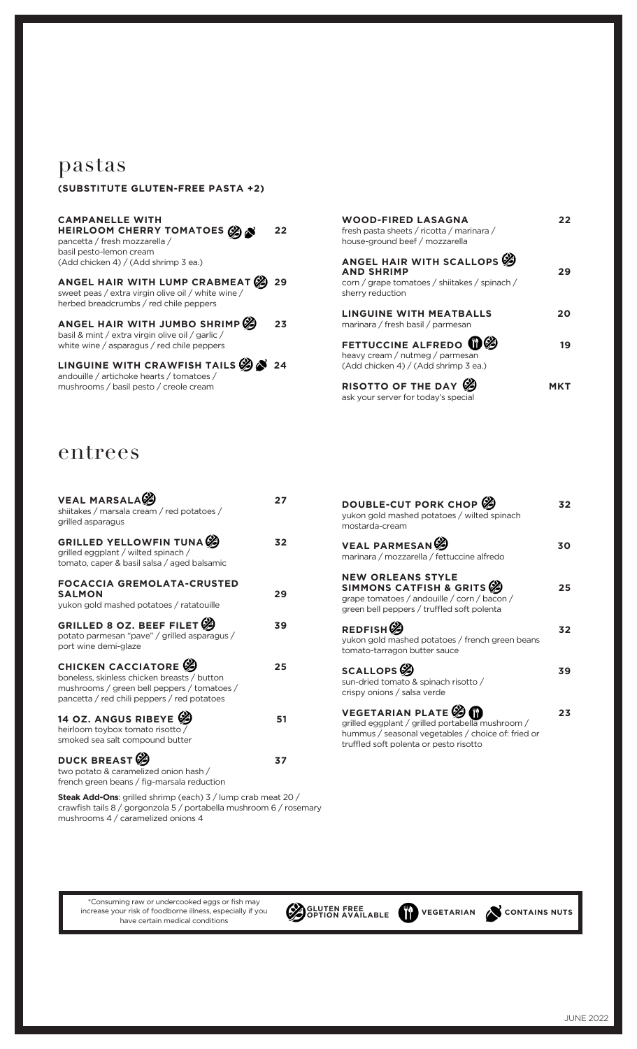# pastas

**(SUBSTITUTE GLUTEN-FREE PASTA +2)**

**CAMPANELLE WITH HEIRLOOM CHERRY TOMATOES** (gluten free option available) (contains nuts) **22**
pancetta / fresh mozzarella / basil pesto-lemon cream
(Add chicken 4) / (Add shrimp 3 ea.)

**ANGEL HAIR WITH LUMP CRABMEAT** (gluten free option available) **29**
sweet peas / extra virgin olive oil / white wine / herbed breadcrumbs / red chile peppers

**ANGEL HAIR WITH JUMBO SHRIMP** (gluten free option available) **23**
basil & mint / extra virgin olive oil / garlic / white wine / asparagus / red chile peppers

**LINGUINE WITH CRAWFISH TAILS** (gluten free option available) (contains nuts) **24**
andouille / artichoke hearts / tomatoes / mushrooms / basil pesto / creole cream

**WOOD-FIRED LASAGNA** **22**
fresh pasta sheets / ricotta / marinara / house-ground beef / mozzarella

**ANGEL HAIR WITH SCALLOPS AND SHRIMP** (gluten free option available) **29**
corn / grape tomatoes / shiitakes / spinach / sherry reduction

**LINGUINE WITH MEATBALLS** **20**
marinara / fresh basil / parmesan

**FETTUCCINE ALFREDO** (vegetarian) (gluten free option available) **19**
heavy cream / nutmeg / parmesan
(Add chicken 4) / (Add shrimp 3 ea.)

**RISOTTO OF THE DAY** (gluten free option available) **MKT**
ask your server for today's special

# entrees

**VEAL MARSALA** (gluten free option available) **27**
shiitakes / marsala cream / red potatoes / grilled asparagus

**GRILLED YELLOWFIN TUNA** (gluten free option available) **32**
grilled eggplant / wilted spinach / tomato, caper & basil salsa / aged balsamic

**FOCACCIA GREMOLATA-CRUSTED SALMON** **29**
yukon gold mashed potatoes / ratatouille

**GRILLED 8 OZ. BEEF FILET** (gluten free option available) **39**
potato parmesan "pave" / grilled asparagus / port wine demi-glaze

**CHICKEN CACCIATORE** (gluten free option available) **25**
boneless, skinless chicken breasts / button mushrooms / green bell peppers / tomatoes / pancetta / red chili peppers / red potatoes

**14 OZ. ANGUS RIBEYE** (gluten free option available) **51**
heirloom toybox tomato risotto / smoked sea salt compound butter

**DUCK BREAST** (gluten free option available) **37**
two potato & caramelized onion hash / french green beans / fig-marsala reduction

**Steak Add-Ons**: grilled shrimp (each) 3 / lump crab meat 20 / crawfish tails 8 / gorgonzola 5 / portabella mushroom 6 / rosemary mushrooms 4 / caramelized onions 4

**DOUBLE-CUT PORK CHOP** (gluten free option available) **32**
yukon gold mashed potatoes / wilted spinach mostarda-cream

**VEAL PARMESAN** (gluten free option available) **30**
marinara / mozzarella / fettuccine alfredo

**NEW ORLEANS STYLE SIMMONS CATFISH & GRITS** (gluten free option available) **25**
grape tomatoes / andouille / corn / bacon / green bell peppers / truffled soft polenta

**REDFISH** (gluten free option available) **32**
yukon gold mashed potatoes / french green beans tomato-tarragon butter sauce

**SCALLOPS** (gluten free option available) **39**
sun-dried tomato & spinach risotto / crispy onions / salsa verde

**VEGETARIAN PLATE** (gluten free option available) (vegetarian) **23**
grilled eggplant / grilled portabella mushroom / hummus / seasonal vegetables / choice of: fried or truffled soft polenta or pesto risotto

*Consuming raw or undercooked eggs or fish may increase your risk of foodborne illness, especially if you have certain medical conditions

GLUTEN FREE OPTION AVAILABLE | VEGETARIAN | CONTAINS NUTS

JUNE 2022